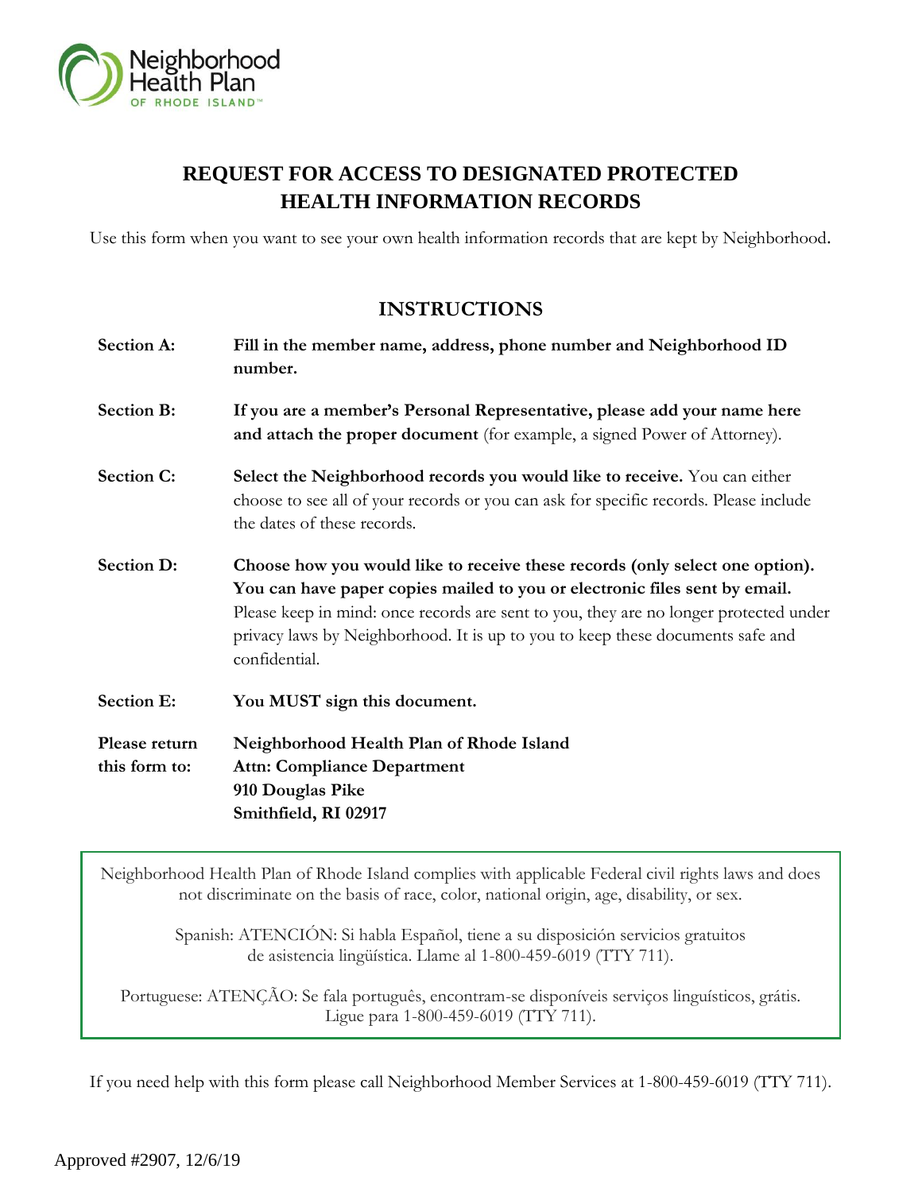Neighborhood Health Plan OF RHODE ISLAND™

# REQUEST FOR ACCESS TO DESIGNATED PROTECTED HEALTH INFORMATION RECORDS

Use this form when you want to see your own health information records that are kept by Neighborhood.

## INSTRUCTIONS

**Section A:** **Fill in the member name, address, phone number and Neighborhood ID number.**

**Section B:** **If you are a member's Personal Representative, please add your name here and attach the proper document** (for example, a signed Power of Attorney).

**Section C:** **Select the Neighborhood records you would like to receive.** You can either choose to see all of your records or you can ask for specific records. Please include the dates of these records.

**Section D:** **Choose how you would like to receive these records (only select one option). You can have paper copies mailed to you or electronic files sent by email.** Please keep in mind: once records are sent to you, they are no longer protected under privacy laws by Neighborhood. It is up to you to keep these documents safe and confidential.

**Section E:** **You MUST sign this document.**

**Please return this form to:**
**Neighborhood Health Plan of Rhode Island**
**Attn: Compliance Department**
**910 Douglas Pike**
**Smithfield, RI 02917**

Neighborhood Health Plan of Rhode Island complies with applicable Federal civil rights laws and does not discriminate on the basis of race, color, national origin, age, disability, or sex.

Spanish: ATENCIÓN: Si habla Español, tiene a su disposición servicios gratuitos de asistencia lingüística. Llame al 1-800-459-6019 (TTY 711).

Portuguese: ATENÇÃO: Se fala português, encontram-se disponíveis serviços linguísticos, grátis. Ligue para 1-800-459-6019 (TTY 711).

If you need help with this form please call Neighborhood Member Services at 1-800-459-6019 (TTY 711).

Approved #2907, 12/6/19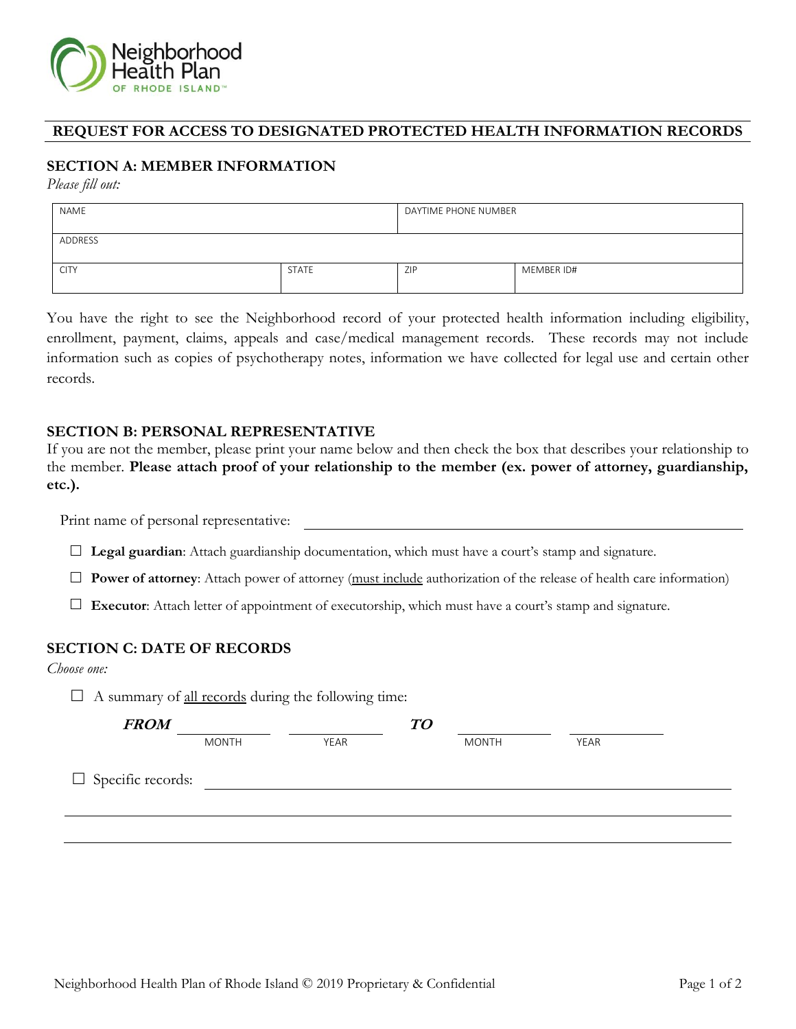# REQUEST FOR ACCESS TO DESIGNATED PROTECTED HEALTH INFORMATION RECORDS

## SECTION A: MEMBER INFORMATION

*Please fill out:*

| NAME | | DAYTIME PHONE NUMBER | |
|---|---|---|---|
| ADDRESS | | | |
| CITY | STATE | ZIP | MEMBER ID# |

You have the right to see the Neighborhood record of your protected health information including eligibility, enrollment, payment, claims, appeals and case/medical management records. These records may not include information such as copies of psychotherapy notes, information we have collected for legal use and certain other records.

## SECTION B: PERSONAL REPRESENTATIVE

If you are not the member, please print your name below and then check the box that describes your relationship to the member. **Please attach proof of your relationship to the member (ex. power of attorney, guardianship, etc.).**

Print name of personal representative: ______________________________

- ☐ **Legal guardian**: Attach guardianship documentation, which must have a court's stamp and signature.
- ☐ **Power of attorney**: Attach power of attorney (<u>must include</u> authorization of the release of health care information)
- ☐ **Executor**: Attach letter of appointment of executorship, which must have a court's stamp and signature.

## SECTION C: DATE OF RECORDS

*Choose one:*

☐ A summary of <u>all records</u> during the following time:

***FROM*** __________ MONTH __________ YEAR ***TO*** __________ MONTH __________ YEAR

☐ Specific records: ______________________________

______________________________

______________________________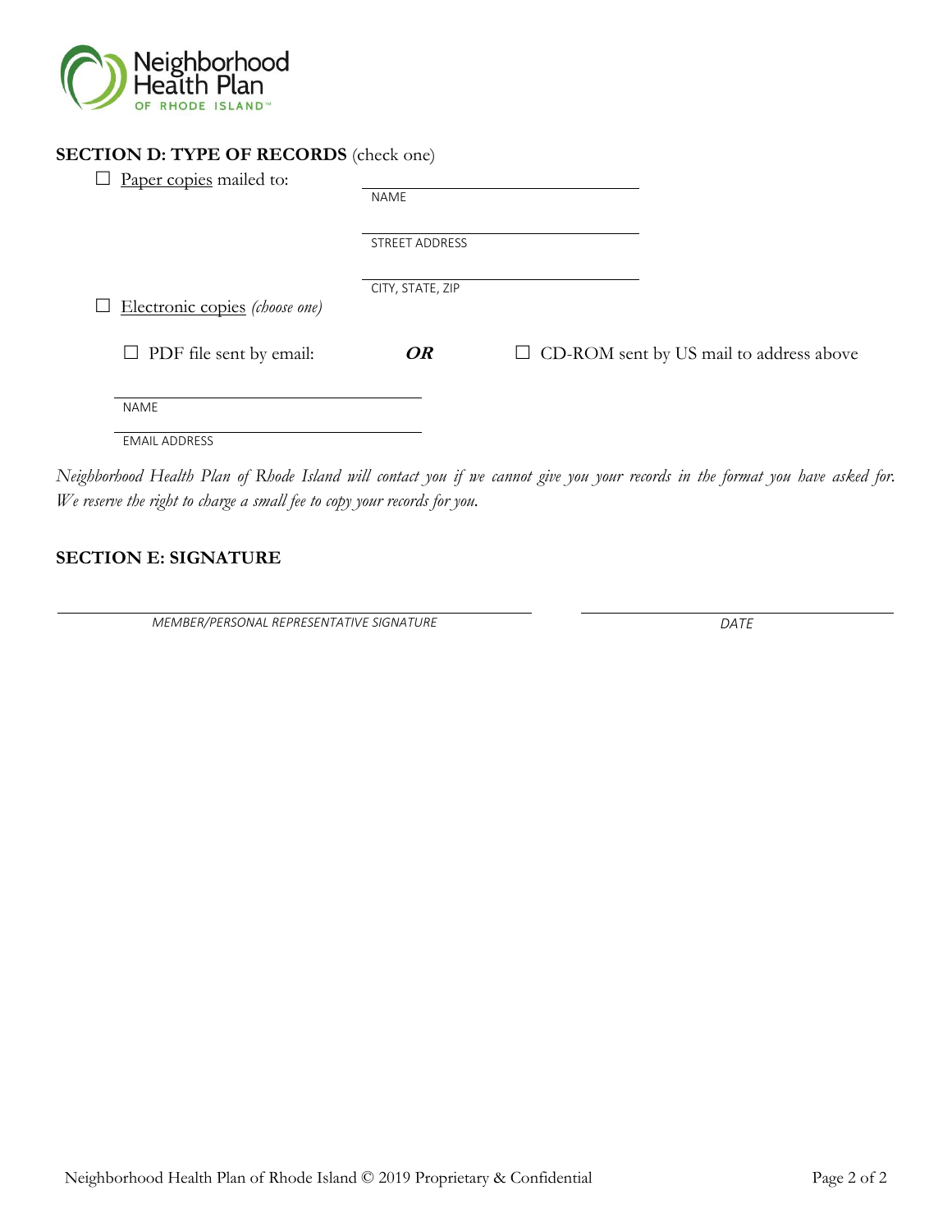## SECTION D: TYPE OF RECORDS (check one)

☐ Paper copies mailed to:

_______________________
NAME

_______________________
STREET ADDRESS

_______________________
CITY, STATE, ZIP

☐ Electronic copies *(choose one)*

☐ PDF file sent by email: ***OR*** ☐ CD-ROM sent by US mail to address above

_______________________
NAME

_______________________
EMAIL ADDRESS

*Neighborhood Health Plan of Rhode Island will contact you if we cannot give you your records in the format you have asked for. We reserve the right to charge a small fee to copy your records for you.*

## SECTION E: SIGNATURE

_______________________ _______________________
*MEMBER/PERSONAL REPRESENTATIVE SIGNATURE* *DATE*

Neighborhood Health Plan of Rhode Island © 2019 Proprietary & Confidential